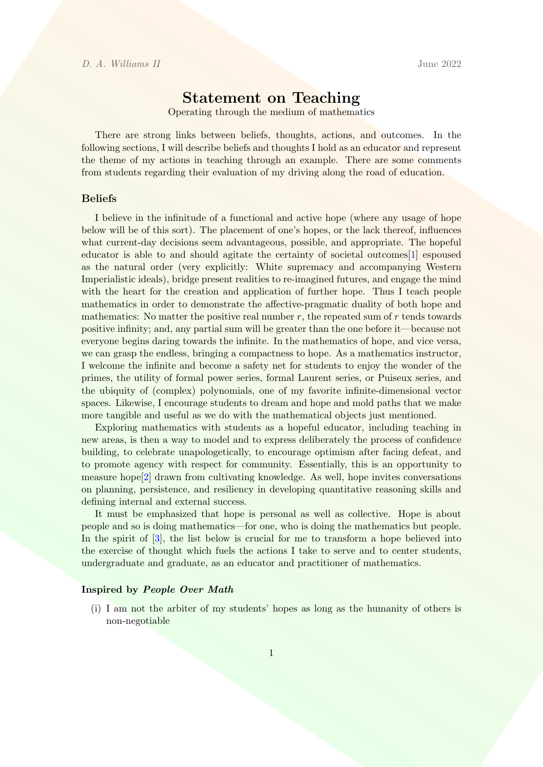D. A. Williams II June 2022

# Statement on Teaching

Operating through the medium of mathematics

There are strong links between beliefs, thoughts, actions, and outcomes. In the following sections, I will describe beliefs and thoughts I hold as an educator and represent the theme of my actions in teaching through an example. There are some comments from students regarding their evaluation of my driving along the road of education.

### Beliefs

I believe in the infinitude of a functional and active hope (where any usage of hope below will be of this sort). The placement of one's hopes, or the lack thereof, influences what current-day decisions seem advantageous, possible, and appropriate. The hopeful educator is able to and should agitate the certainty of societal outcomes[1] espoused as the natural order (very explicitly: White supremacy and accompanying Western Imperialistic ideals), bridge present realities to re-imagined futures, and engage the mind with the heart for the creation and application of further hope. Thus I teach people mathematics in order to demonstrate the affective-pragmatic duality of both hope and mathematics: No matter the positive real number $r$, the repeated sum of $r$ tends towards positive infinity; and, any partial sum will be greater than the one before it—because not everyone begins daring towards the infinite. In the mathematics of hope, and vice versa, we can grasp the endless, bringing a compactness to hope. As a mathematics instructor, I welcome the infinite and become a safety net for students to enjoy the wonder of the primes, the utility of formal power series, formal Laurent series, or Puiseux series, and the ubiquity of (complex) polynomials, one of my favorite infinite-dimensional vector spaces. Likewise, I encourage students to dream and hope and mold paths that we make more tangible and useful as we do with the mathematical objects just mentioned.

Exploring mathematics with students as a hopeful educator, including teaching in new areas, is then a way to model and to express deliberately the process of confidence building, to celebrate unapologetically, to encourage optimism after facing defeat, and to promote agency with respect for community. Essentially, this is an opportunity to measure hope[2] drawn from cultivating knowledge. As well, hope invites conversations on planning, persistence, and resiliency in developing quantitative reasoning skills and defining internal and external success.

It must be emphasized that hope is personal as well as collective. Hope is about people and so is doing mathematics—for one, who is doing the mathematics but people. In the spirit of [3], the list below is crucial for me to transform a hope believed into the exercise of thought which fuels the actions I take to serve and to center students, undergraduate and graduate, as an educator and practitioner of mathematics.

### Inspired by *People Over Math*

(i) I am not the arbiter of my students' hopes as long as the humanity of others is non-negotiable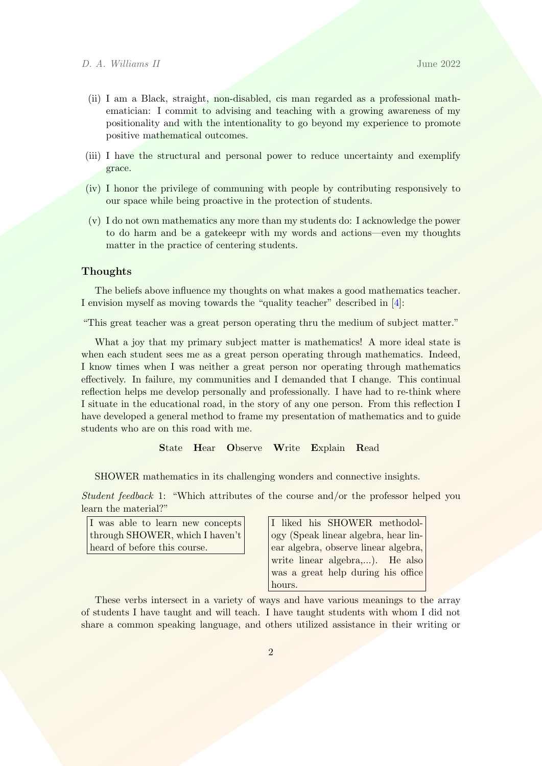(ii) I am a Black, straight, non-disabled, cis man regarded as a professional mathematician: I commit to advising and teaching with a growing awareness of my positionality and with the intentionality to go beyond my experience to promote positive mathematical outcomes.

(iii) I have the structural and personal power to reduce uncertainty and exemplify grace.

(iv) I honor the privilege of communing with people by contributing responsively to our space while being proactive in the protection of students.

(v) I do not own mathematics any more than my students do: I acknowledge the power to do harm and be a gatekeepr with my words and actions—even my thoughts matter in the practice of centering students.

### Thoughts

The beliefs above influence my thoughts on what makes a good mathematics teacher. I envision myself as moving towards the "quality teacher" described in [4]:

"This great teacher was a great person operating thru the medium of subject matter."

What a joy that my primary subject matter is mathematics! A more ideal state is when each student sees me as a great person operating through mathematics. Indeed, I know times when I was neither a great person nor operating through mathematics effectively. In failure, my communities and I demanded that I change. This continual reflection helps me develop personally and professionally. I have had to re-think where I situate in the educational road, in the story of any one person. From this reflection I have developed a general method to frame my presentation of mathematics and to guide students who are on this road with me.

**S**tate **H**ear **O**bserve **W**rite **E**xplain **R**ead

SHOWER mathematics in its challenging wonders and connective insights.

*Student feedback* 1: "Which attributes of the course and/or the professor helped you learn the material?"

> I was able to learn new concepts through SHOWER, which I haven't heard of before this course.

> I liked his SHOWER methodology (Speak linear algebra, hear linear algebra, observe linear algebra, write linear algebra,...). He also was a great help during his office hours.

These verbs intersect in a variety of ways and have various meanings to the array of students I have taught and will teach. I have taught students with whom I did not share a common speaking language, and others utilized assistance in their writing or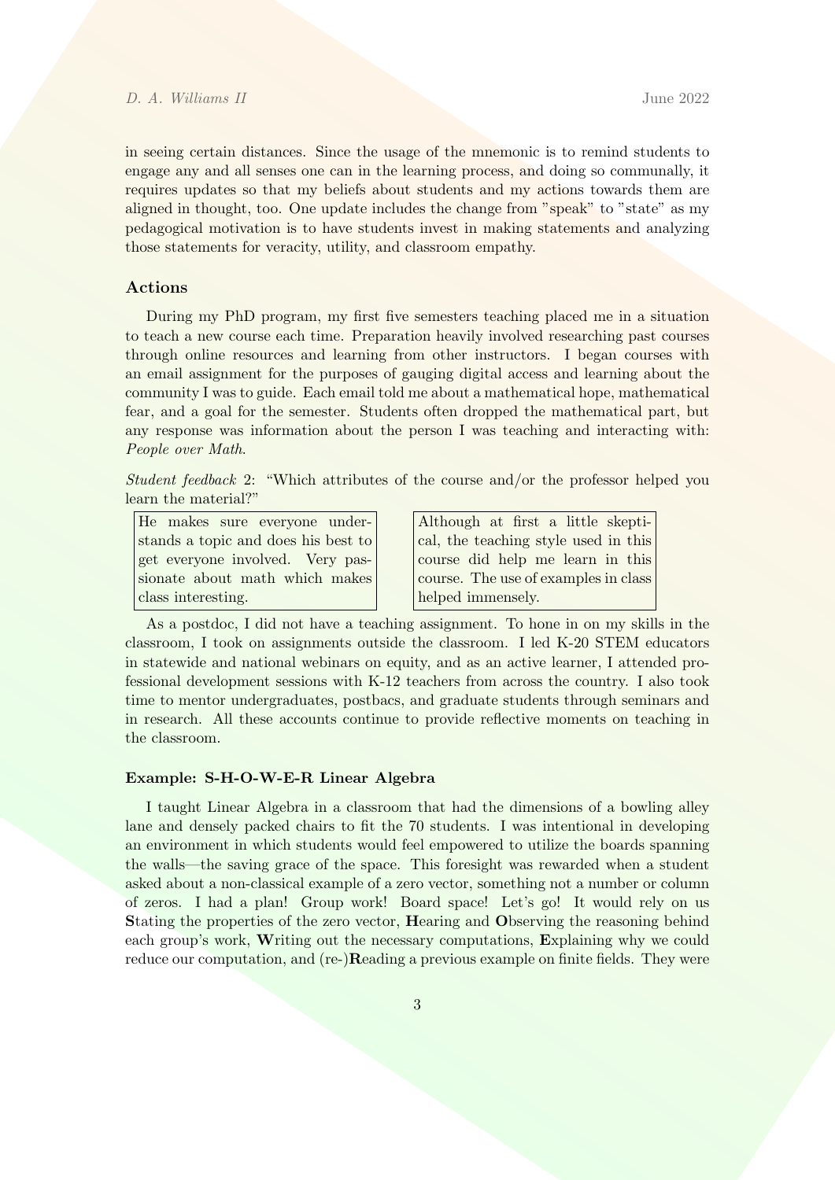in seeing certain distances. Since the usage of the mnemonic is to remind students to engage any and all senses one can in the learning process, and doing so communally, it requires updates so that my beliefs about students and my actions towards them are aligned in thought, too. One update includes the change from "speak" to "state" as my pedagogical motivation is to have students invest in making statements and analyzing those statements for veracity, utility, and classroom empathy.

### Actions

During my PhD program, my first five semesters teaching placed me in a situation to teach a new course each time. Preparation heavily involved researching past courses through online resources and learning from other instructors. I began courses with an email assignment for the purposes of gauging digital access and learning about the community I was to guide. Each email told me about a mathematical hope, mathematical fear, and a goal for the semester. Students often dropped the mathematical part, but any response was information about the person I was teaching and interacting with: *People over Math*.

*Student feedback* 2: "Which attributes of the course and/or the professor helped you learn the material?"

> He makes sure everyone understands a topic and does his best to get everyone involved. Very passionate about math which makes class interesting.

> Although at first a little skeptical, the teaching style used in this course did help me learn in this course. The use of examples in class helped immensely.

As a postdoc, I did not have a teaching assignment. To hone in on my skills in the classroom, I took on assignments outside the classroom. I led K-20 STEM educators in statewide and national webinars on equity, and as an active learner, I attended professional development sessions with K-12 teachers from across the country. I also took time to mentor undergraduates, postbacs, and graduate students through seminars and in research. All these accounts continue to provide reflective moments on teaching in the classroom.

#### Example: S-H-O-W-E-R Linear Algebra

I taught Linear Algebra in a classroom that had the dimensions of a bowling alley lane and densely packed chairs to fit the 70 students. I was intentional in developing an environment in which students would feel empowered to utilize the boards spanning the walls—the saving grace of the space. This foresight was rewarded when a student asked about a non-classical example of a zero vector, something not a number or column of zeros. I had a plan! Group work! Board space! Let's go! It would rely on us **S**tating the properties of the zero vector, **H**earing and **O**bserving the reasoning behind each group's work, **W**riting out the necessary computations, **E**xplaining why we could reduce our computation, and (re-)**R**eading a previous example on finite fields. They were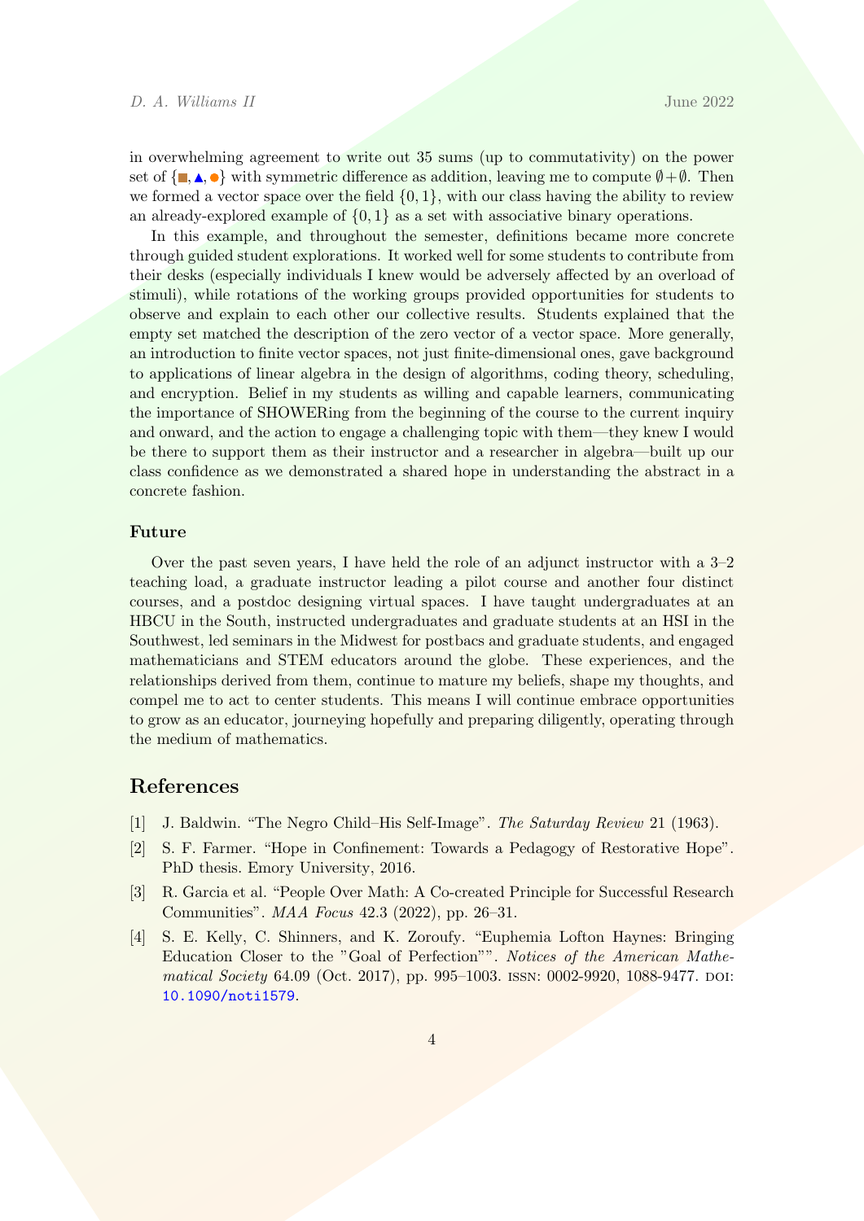in overwhelming agreement to write out 35 sums (up to commutativity) on the power set of $\{\blacksquare, \blacktriangle, \bullet\}$ with symmetric difference as addition, leaving me to compute $\emptyset + \emptyset$. Then we formed a vector space over the field $\{0, 1\}$, with our class having the ability to review an already-explored example of $\{0, 1\}$ as a set with associative binary operations.

In this example, and throughout the semester, definitions became more concrete through guided student explorations. It worked well for some students to contribute from their desks (especially individuals I knew would be adversely affected by an overload of stimuli), while rotations of the working groups provided opportunities for students to observe and explain to each other our collective results. Students explained that the empty set matched the description of the zero vector of a vector space. More generally, an introduction to finite vector spaces, not just finite-dimensional ones, gave background to applications of linear algebra in the design of algorithms, coding theory, scheduling, and encryption. Belief in my students as willing and capable learners, communicating the importance of SHOWERing from the beginning of the course to the current inquiry and onward, and the action to engage a challenging topic with them—they knew I would be there to support them as their instructor and a researcher in algebra—built up our class confidence as we demonstrated a shared hope in understanding the abstract in a concrete fashion.

### Future

Over the past seven years, I have held the role of an adjunct instructor with a 3–2 teaching load, a graduate instructor leading a pilot course and another four distinct courses, and a postdoc designing virtual spaces. I have taught undergraduates at an HBCU in the South, instructed undergraduates and graduate students at an HSI in the Southwest, led seminars in the Midwest for postbacs and graduate students, and engaged mathematicians and STEM educators around the globe. These experiences, and the relationships derived from them, continue to mature my beliefs, shape my thoughts, and compel me to act to center students. This means I will continue embrace opportunities to grow as an educator, journeying hopefully and preparing diligently, operating through the medium of mathematics.

## References

[1] J. Baldwin. “The Negro Child–His Self-Image”. *The Saturday Review* 21 (1963).

[2] S. F. Farmer. “Hope in Confinement: Towards a Pedagogy of Restorative Hope”. PhD thesis. Emory University, 2016.

[3] R. Garcia et al. “People Over Math: A Co-created Principle for Successful Research Communities”. *MAA Focus* 42.3 (2022), pp. 26–31.

[4] S. E. Kelly, C. Shinners, and K. Zoroufy. “Euphemia Lofton Haynes: Bringing Education Closer to the "Goal of Perfection"”. *Notices of the American Mathematical Society* 64.09 (Oct. 2017), pp. 995–1003. ISSN: 0002-9920, 1088-9477. DOI: 10.1090/noti1579.